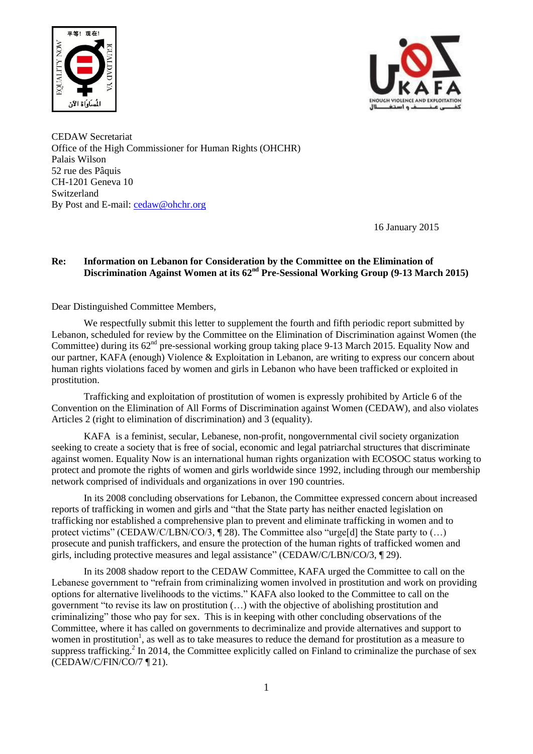CEDAW Secretariat
Office of the High Commissioner for Human Rights (OHCHR)
Palais Wilson
52 rue des Pâquis
CH-1201 Geneva 10
Switzerland
By Post and E-mail: cedaw@ohchr.org

16 January 2015

**Re: Information on Lebanon for Consideration by the Committee on the Elimination of Discrimination Against Women at its 62nd Pre-Sessional Working Group (9-13 March 2015)**

Dear Distinguished Committee Members,

We respectfully submit this letter to supplement the fourth and fifth periodic report submitted by Lebanon, scheduled for review by the Committee on the Elimination of Discrimination against Women (the Committee) during its 62nd pre-sessional working group taking place 9-13 March 2015. Equality Now and our partner, KAFA (enough) Violence & Exploitation in Lebanon, are writing to express our concern about human rights violations faced by women and girls in Lebanon who have been trafficked or exploited in prostitution.

Trafficking and exploitation of prostitution of women is expressly prohibited by Article 6 of the Convention on the Elimination of All Forms of Discrimination against Women (CEDAW), and also violates Articles 2 (right to elimination of discrimination) and 3 (equality).

KAFA is a feminist, secular, Lebanese, non-profit, nongovernmental civil society organization seeking to create a society that is free of social, economic and legal patriarchal structures that discriminate against women. Equality Now is an international human rights organization with ECOSOC status working to protect and promote the rights of women and girls worldwide since 1992, including through our membership network comprised of individuals and organizations in over 190 countries.

In its 2008 concluding observations for Lebanon, the Committee expressed concern about increased reports of trafficking in women and girls and "that the State party has neither enacted legislation on trafficking nor established a comprehensive plan to prevent and eliminate trafficking in women and to protect victims" (CEDAW/C/LBN/CO/3, ¶ 28). The Committee also "urge[d] the State party to (…) prosecute and punish traffickers, and ensure the protection of the human rights of trafficked women and girls, including protective measures and legal assistance" (CEDAW/C/LBN/CO/3, ¶ 29).

In its 2008 shadow report to the CEDAW Committee, KAFA urged the Committee to call on the Lebanese government to "refrain from criminalizing women involved in prostitution and work on providing options for alternative livelihoods to the victims." KAFA also looked to the Committee to call on the government "to revise its law on prostitution (…) with the objective of abolishing prostitution and criminalizing" those who pay for sex. This is in keeping with other concluding observations of the Committee, where it has called on governments to decriminalize and provide alternatives and support to women in prostitution[1], as well as to take measures to reduce the demand for prostitution as a measure to suppress trafficking.[2] In 2014, the Committee explicitly called on Finland to criminalize the purchase of sex (CEDAW/C/FIN/CO/7 ¶ 21).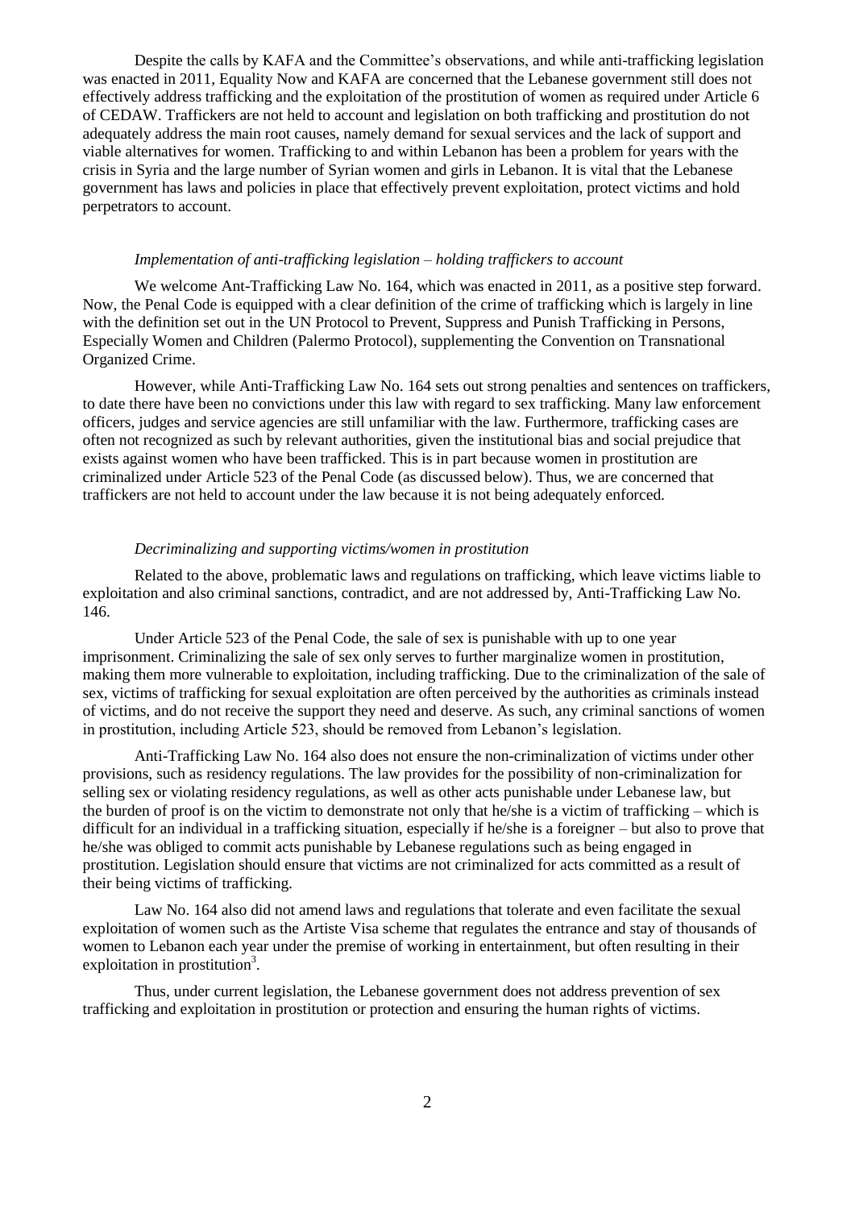Despite the calls by KAFA and the Committee's observations, and while anti-trafficking legislation was enacted in 2011, Equality Now and KAFA are concerned that the Lebanese government still does not effectively address trafficking and the exploitation of the prostitution of women as required under Article 6 of CEDAW. Traffickers are not held to account and legislation on both trafficking and prostitution do not adequately address the main root causes, namely demand for sexual services and the lack of support and viable alternatives for women. Trafficking to and within Lebanon has been a problem for years with the crisis in Syria and the large number of Syrian women and girls in Lebanon. It is vital that the Lebanese government has laws and policies in place that effectively prevent exploitation, protect victims and hold perpetrators to account.

*Implementation of anti-trafficking legislation – holding traffickers to account*

We welcome Ant-Trafficking Law No. 164, which was enacted in 2011, as a positive step forward. Now, the Penal Code is equipped with a clear definition of the crime of trafficking which is largely in line with the definition set out in the UN Protocol to Prevent, Suppress and Punish Trafficking in Persons, Especially Women and Children (Palermo Protocol), supplementing the Convention on Transnational Organized Crime.

However, while Anti-Trafficking Law No. 164 sets out strong penalties and sentences on traffickers, to date there have been no convictions under this law with regard to sex trafficking. Many law enforcement officers, judges and service agencies are still unfamiliar with the law. Furthermore, trafficking cases are often not recognized as such by relevant authorities, given the institutional bias and social prejudice that exists against women who have been trafficked. This is in part because women in prostitution are criminalized under Article 523 of the Penal Code (as discussed below). Thus, we are concerned that traffickers are not held to account under the law because it is not being adequately enforced.

*Decriminalizing and supporting victims/women in prostitution*

Related to the above, problematic laws and regulations on trafficking, which leave victims liable to exploitation and also criminal sanctions, contradict, and are not addressed by, Anti-Trafficking Law No. 146.

Under Article 523 of the Penal Code, the sale of sex is punishable with up to one year imprisonment. Criminalizing the sale of sex only serves to further marginalize women in prostitution, making them more vulnerable to exploitation, including trafficking. Due to the criminalization of the sale of sex, victims of trafficking for sexual exploitation are often perceived by the authorities as criminals instead of victims, and do not receive the support they need and deserve. As such, any criminal sanctions of women in prostitution, including Article 523, should be removed from Lebanon's legislation.

Anti-Trafficking Law No. 164 also does not ensure the non-criminalization of victims under other provisions, such as residency regulations. The law provides for the possibility of non-criminalization for selling sex or violating residency regulations, as well as other acts punishable under Lebanese law, but the burden of proof is on the victim to demonstrate not only that he/she is a victim of trafficking – which is difficult for an individual in a trafficking situation, especially if he/she is a foreigner – but also to prove that he/she was obliged to commit acts punishable by Lebanese regulations such as being engaged in prostitution. Legislation should ensure that victims are not criminalized for acts committed as a result of their being victims of trafficking.

Law No. 164 also did not amend laws and regulations that tolerate and even facilitate the sexual exploitation of women such as the Artiste Visa scheme that regulates the entrance and stay of thousands of women to Lebanon each year under the premise of working in entertainment, but often resulting in their exploitation in prostitution[3].

Thus, under current legislation, the Lebanese government does not address prevention of sex trafficking and exploitation in prostitution or protection and ensuring the human rights of victims.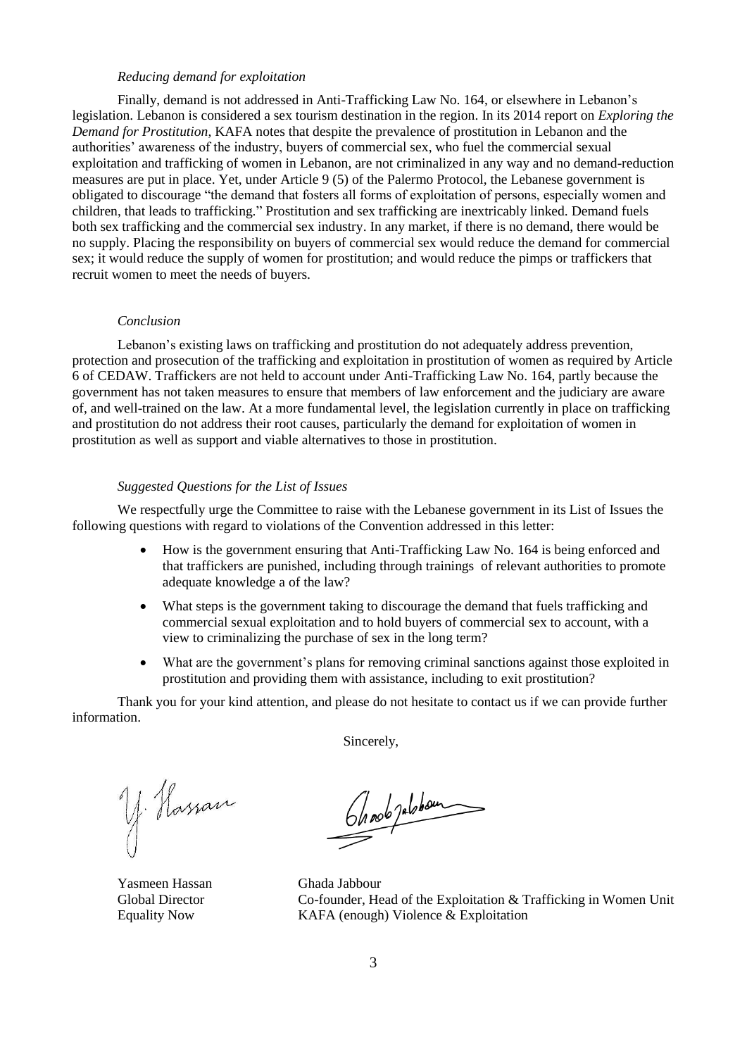*Reducing demand for exploitation*

Finally, demand is not addressed in Anti-Trafficking Law No. 164, or elsewhere in Lebanon's legislation. Lebanon is considered a sex tourism destination in the region. In its 2014 report on *Exploring the Demand for Prostitution*, KAFA notes that despite the prevalence of prostitution in Lebanon and the authorities' awareness of the industry, buyers of commercial sex, who fuel the commercial sexual exploitation and trafficking of women in Lebanon, are not criminalized in any way and no demand-reduction measures are put in place. Yet, under Article 9 (5) of the Palermo Protocol, the Lebanese government is obligated to discourage "the demand that fosters all forms of exploitation of persons, especially women and children, that leads to trafficking." Prostitution and sex trafficking are inextricably linked. Demand fuels both sex trafficking and the commercial sex industry. In any market, if there is no demand, there would be no supply. Placing the responsibility on buyers of commercial sex would reduce the demand for commercial sex; it would reduce the supply of women for prostitution; and would reduce the pimps or traffickers that recruit women to meet the needs of buyers.

*Conclusion*

Lebanon's existing laws on trafficking and prostitution do not adequately address prevention, protection and prosecution of the trafficking and exploitation in prostitution of women as required by Article 6 of CEDAW. Traffickers are not held to account under Anti-Trafficking Law No. 164, partly because the government has not taken measures to ensure that members of law enforcement and the judiciary are aware of, and well-trained on the law. At a more fundamental level, the legislation currently in place on trafficking and prostitution do not address their root causes, particularly the demand for exploitation of women in prostitution as well as support and viable alternatives to those in prostitution.

*Suggested Questions for the List of Issues*

We respectfully urge the Committee to raise with the Lebanese government in its List of Issues the following questions with regard to violations of the Convention addressed in this letter:

- How is the government ensuring that Anti-Trafficking Law No. 164 is being enforced and that traffickers are punished, including through trainings of relevant authorities to promote adequate knowledge a of the law?
- What steps is the government taking to discourage the demand that fuels trafficking and commercial sexual exploitation and to hold buyers of commercial sex to account, with a view to criminalizing the purchase of sex in the long term?
- What are the government's plans for removing criminal sanctions against those exploited in prostitution and providing them with assistance, including to exit prostitution?

Thank you for your kind attention, and please do not hesitate to contact us if we can provide further information.

Sincerely,

Yasmeen Hassan
Global Director
Equality Now

Ghada Jabbour
Co-founder, Head of the Exploitation & Trafficking in Women Unit
KAFA (enough) Violence & Exploitation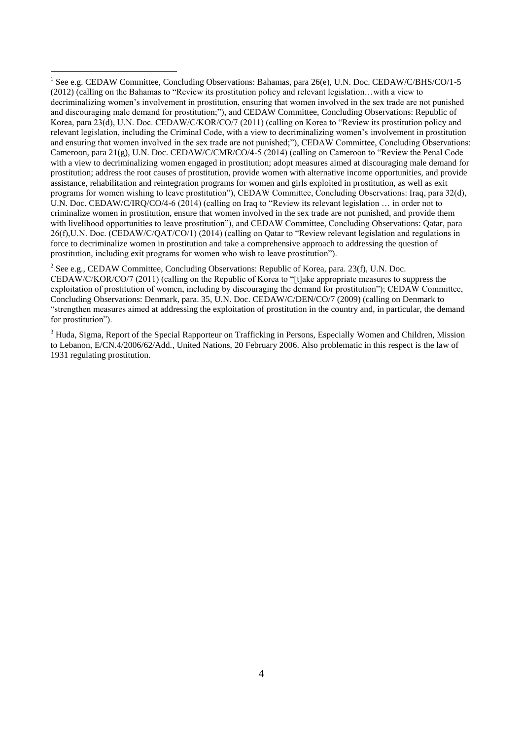[1] See e.g. CEDAW Committee, Concluding Observations: Bahamas, para 26(e), U.N. Doc. CEDAW/C/BHS/CO/1-5 (2012) (calling on the Bahamas to "Review its prostitution policy and relevant legislation…with a view to decriminalizing women's involvement in prostitution, ensuring that women involved in the sex trade are not punished and discouraging male demand for prostitution;"), and CEDAW Committee, Concluding Observations: Republic of Korea, para 23(d), U.N. Doc. CEDAW/C/KOR/CO/7 (2011) (calling on Korea to "Review its prostitution policy and relevant legislation, including the Criminal Code, with a view to decriminalizing women's involvement in prostitution and ensuring that women involved in the sex trade are not punished;"), CEDAW Committee, Concluding Observations: Cameroon, para 21(g), U.N. Doc. CEDAW/C/CMR/CO/4-5 (2014) (calling on Cameroon to "Review the Penal Code with a view to decriminalizing women engaged in prostitution; adopt measures aimed at discouraging male demand for prostitution; address the root causes of prostitution, provide women with alternative income opportunities, and provide assistance, rehabilitation and reintegration programs for women and girls exploited in prostitution, as well as exit programs for women wishing to leave prostitution"), CEDAW Committee, Concluding Observations: Iraq, para 32(d), U.N. Doc. CEDAW/C/IRQ/CO/4-6 (2014) (calling on Iraq to "Review its relevant legislation … in order not to criminalize women in prostitution, ensure that women involved in the sex trade are not punished, and provide them with livelihood opportunities to leave prostitution"), and CEDAW Committee, Concluding Observations: Qatar, para 26(f),U.N. Doc. (CEDAW/C/QAT/CO/1) (2014) (calling on Qatar to "Review relevant legislation and regulations in force to decriminalize women in prostitution and take a comprehensive approach to addressing the question of prostitution, including exit programs for women who wish to leave prostitution").

[2] See e.g., CEDAW Committee, Concluding Observations: Republic of Korea, para. 23(f), U.N. Doc. CEDAW/C/KOR/CO/7 (2011) (calling on the Republic of Korea to "[t]ake appropriate measures to suppress the exploitation of prostitution of women, including by discouraging the demand for prostitution"); CEDAW Committee, Concluding Observations: Denmark, para. 35, U.N. Doc. CEDAW/C/DEN/CO/7 (2009) (calling on Denmark to "strengthen measures aimed at addressing the exploitation of prostitution in the country and, in particular, the demand for prostitution").

[3] Huda, Sigma, Report of the Special Rapporteur on Trafficking in Persons, Especially Women and Children, Mission to Lebanon, E/CN.4/2006/62/Add., United Nations, 20 February 2006. Also problematic in this respect is the law of 1931 regulating prostitution.